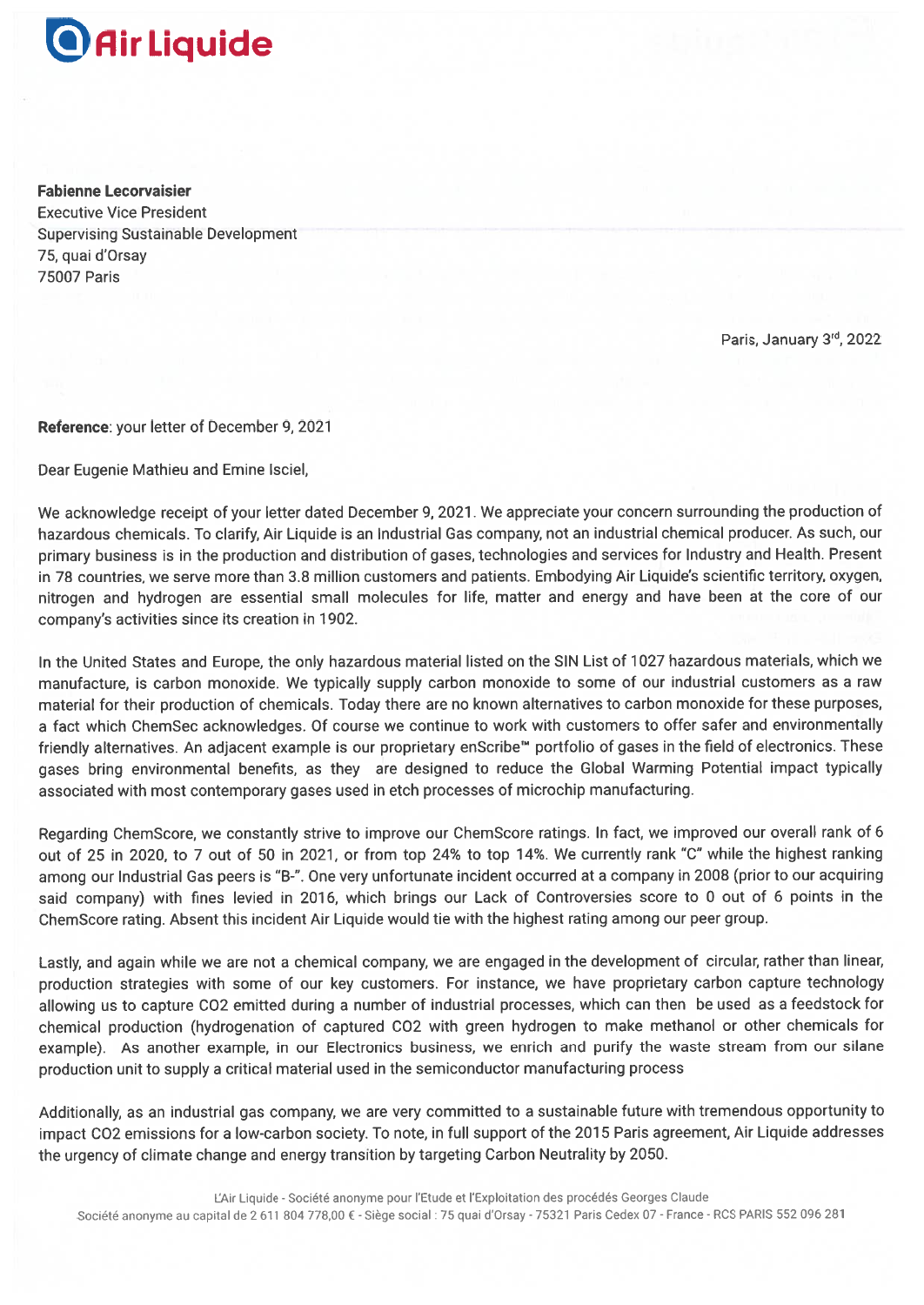# Air Liquide

**Fabienne Lecorvaisier**
Executive Vice President
Supervising Sustainable Development
75, quai d'Orsay
75007 Paris

Paris, January 3rd, 2022

**Reference**: your letter of December 9, 2021

Dear Eugenie Mathieu and Emine Isciel,

We acknowledge receipt of your letter dated December 9, 2021. We appreciate your concern surrounding the production of hazardous chemicals. To clarify, Air Liquide is an Industrial Gas company, not an industrial chemical producer. As such, our primary business is in the production and distribution of gases, technologies and services for Industry and Health. Present in 78 countries, we serve more than 3.8 million customers and patients. Embodying Air Liquide's scientific territory, oxygen, nitrogen and hydrogen are essential small molecules for life, matter and energy and have been at the core of our company's activities since its creation in 1902.

In the United States and Europe, the only hazardous material listed on the SIN List of 1027 hazardous materials, which we manufacture, is carbon monoxide. We typically supply carbon monoxide to some of our industrial customers as a raw material for their production of chemicals. Today there are no known alternatives to carbon monoxide for these purposes, a fact which ChemSec acknowledges. Of course we continue to work with customers to offer safer and environmentally friendly alternatives. An adjacent example is our proprietary enScribe™ portfolio of gases in the field of electronics. These gases bring environmental benefits, as they are designed to reduce the Global Warming Potential impact typically associated with most contemporary gases used in etch processes of microchip manufacturing.

Regarding ChemScore, we constantly strive to improve our ChemScore ratings. In fact, we improved our overall rank of 6 out of 25 in 2020, to 7 out of 50 in 2021, or from top 24% to top 14%. We currently rank "C" while the highest ranking among our Industrial Gas peers is "B-". One very unfortunate incident occurred at a company in 2008 (prior to our acquiring said company) with fines levied in 2016, which brings our Lack of Controversies score to 0 out of 6 points in the ChemScore rating. Absent this incident Air Liquide would tie with the highest rating among our peer group.

Lastly, and again while we are not a chemical company, we are engaged in the development of circular, rather than linear, production strategies with some of our key customers. For instance, we have proprietary carbon capture technology allowing us to capture $CO_2$ emitted during a number of industrial processes, which can then be used as a feedstock for chemical production (hydrogenation of captured $CO_2$ with green hydrogen to make methanol or other chemicals for example). As another example, in our Electronics business, we enrich and purify the waste stream from our silane production unit to supply a critical material used in the semiconductor manufacturing process

Additionally, as an industrial gas company, we are very committed to a sustainable future with tremendous opportunity to impact $CO_2$ emissions for a low-carbon society. To note, in full support of the 2015 Paris agreement, Air Liquide addresses the urgency of climate change and energy transition by targeting Carbon Neutrality by 2050.

L'Air Liquide - Société anonyme pour l'Etude et l'Exploitation des procédés Georges Claude
Société anonyme au capital de 2 611 804 778,00 € - Siège social : 75 quai d'Orsay - 75321 Paris Cedex 07 - France - RCS PARIS 552 096 281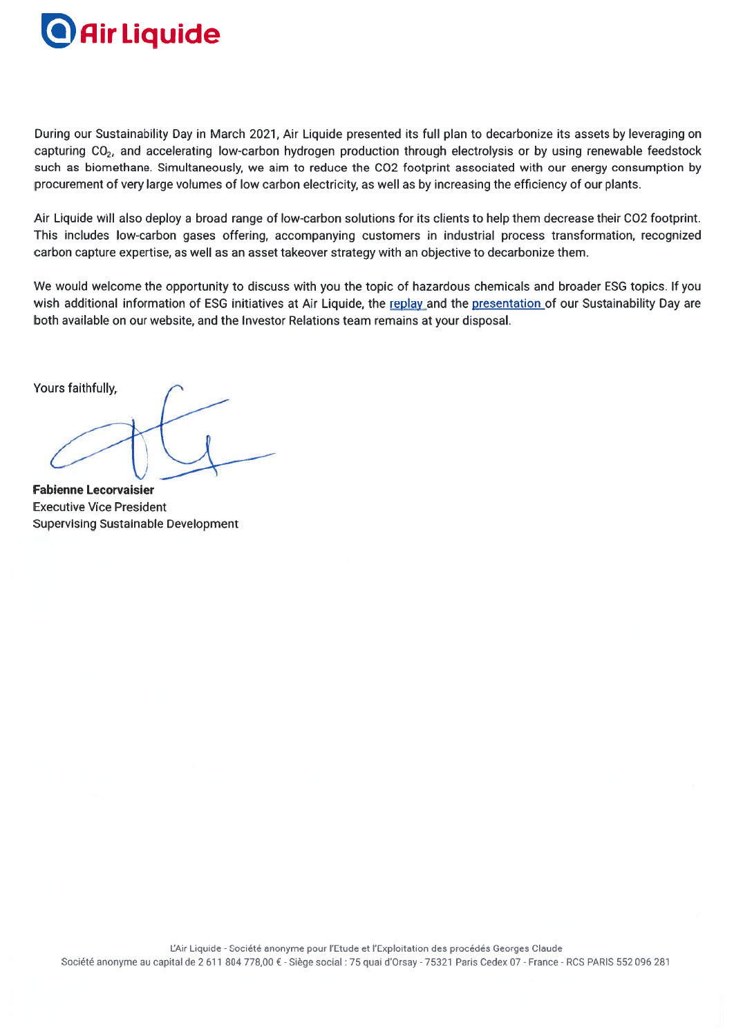During our Sustainability Day in March 2021, Air Liquide presented its full plan to decarbonize its assets by leveraging on capturing $CO_2$, and accelerating low-carbon hydrogen production through electrolysis or by using renewable feedstock such as biomethane. Simultaneously, we aim to reduce the CO2 footprint associated with our energy consumption by procurement of very large volumes of low carbon electricity, as well as by increasing the efficiency of our plants.

Air Liquide will also deploy a broad range of low-carbon solutions for its clients to help them decrease their CO2 footprint. This includes low-carbon gases offering, accompanying customers in industrial process transformation, recognized carbon capture expertise, as well as an asset takeover strategy with an objective to decarbonize them.

We would welcome the opportunity to discuss with you the topic of hazardous chemicals and broader ESG topics. If you wish additional information of ESG initiatives at Air Liquide, the replay and the presentation of our Sustainability Day are both available on our website, and the Investor Relations team remains at your disposal.

Yours faithfully,

**Fabienne Lecorvaisier**
Executive Vice President
Supervising Sustainable Development

L'Air Liquide - Société anonyme pour l'Etude et l'Exploitation des procédés Georges Claude
Société anonyme au capital de 2 611 804 778,00 € - Siège social : 75 quai d'Orsay - 75321 Paris Cedex 07 - France - RCS PARIS 552 096 281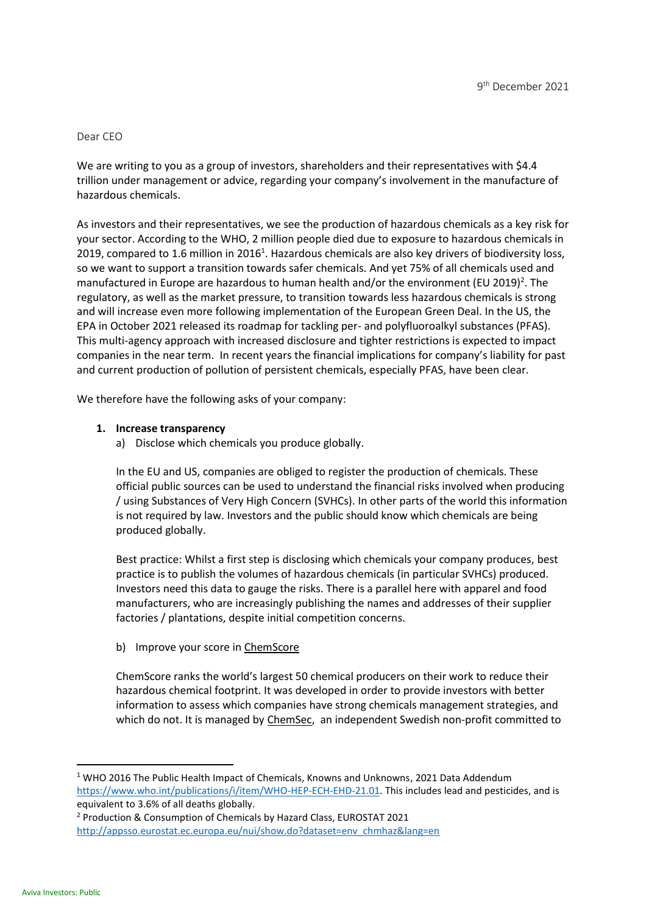9th December 2021

Dear CEO

We are writing to you as a group of investors, shareholders and their representatives with $4.4 trillion under management or advice, regarding your company's involvement in the manufacture of hazardous chemicals.

As investors and their representatives, we see the production of hazardous chemicals as a key risk for your sector. According to the WHO, 2 million people died due to exposure to hazardous chemicals in 2019, compared to 1.6 million in 2016[1]. Hazardous chemicals are also key drivers of biodiversity loss, so we want to support a transition towards safer chemicals. And yet 75% of all chemicals used and manufactured in Europe are hazardous to human health and/or the environment (EU 2019)[2]. The regulatory, as well as the market pressure, to transition towards less hazardous chemicals is strong and will increase even more following implementation of the European Green Deal. In the US, the EPA in October 2021 released its roadmap for tackling per- and polyfluoroalkyl substances (PFAS). This multi-agency approach with increased disclosure and tighter restrictions is expected to impact companies in the near term. In recent years the financial implications for company's liability for past and current production of pollution of persistent chemicals, especially PFAS, have been clear.

We therefore have the following asks of your company:

1. **Increase transparency**
   a) Disclose which chemicals you produce globally.

   In the EU and US, companies are obliged to register the production of chemicals. These official public sources can be used to understand the financial risks involved when producing / using Substances of Very High Concern (SVHCs). In other parts of the world this information is not required by law. Investors and the public should know which chemicals are being produced globally.

   Best practice: Whilst a first step is disclosing which chemicals your company produces, best practice is to publish the volumes of hazardous chemicals (in particular SVHCs) produced. Investors need this data to gauge the risks. There is a parallel here with apparel and food manufacturers, who are increasingly publishing the names and addresses of their supplier factories / plantations, despite initial competition concerns.

   b) Improve your score in ChemScore

   ChemScore ranks the world's largest 50 chemical producers on their work to reduce their hazardous chemical footprint. It was developed in order to provide investors with better information to assess which companies have strong chemicals management strategies, and which do not. It is managed by ChemSec, an independent Swedish non-profit committed to

---

[1] WHO 2016 The Public Health Impact of Chemicals, Knowns and Unknowns, 2021 Data Addendum https://www.who.int/publications/i/item/WHO-HEP-ECH-EHD-21.01. This includes lead and pesticides, and is equivalent to 3.6% of all deaths globally.

[2] Production & Consumption of Chemicals by Hazard Class, EUROSTAT 2021 http://appsso.eurostat.ec.europa.eu/nui/show.do?dataset=env_chmhaz&lang=en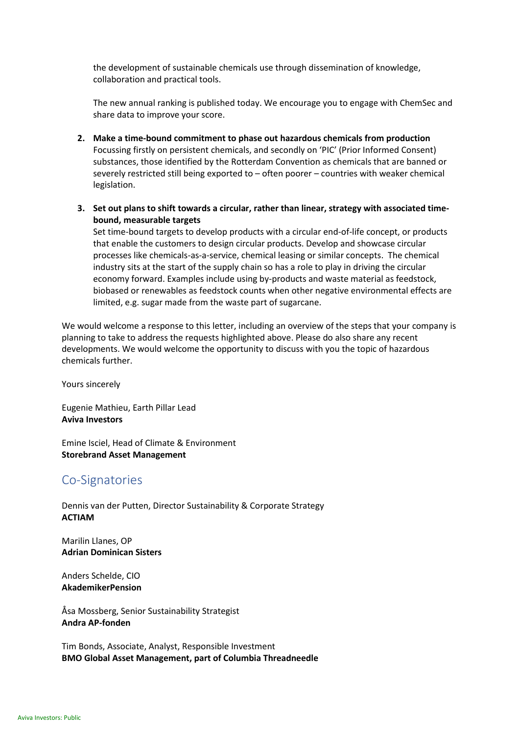the development of sustainable chemicals use through dissemination of knowledge, collaboration and practical tools.

The new annual ranking is published today. We encourage you to engage with ChemSec and share data to improve your score.

2. **Make a time-bound commitment to phase out hazardous chemicals from production**
   Focussing firstly on persistent chemicals, and secondly on 'PIC' (Prior Informed Consent) substances, those identified by the Rotterdam Convention as chemicals that are banned or severely restricted still being exported to – often poorer – countries with weaker chemical legislation.

3. **Set out plans to shift towards a circular, rather than linear, strategy with associated time-bound, measurable targets**
   Set time-bound targets to develop products with a circular end-of-life concept, or products that enable the customers to design circular products. Develop and showcase circular processes like chemicals-as-a-service, chemical leasing or similar concepts. The chemical industry sits at the start of the supply chain so has a role to play in driving the circular economy forward. Examples include using by-products and waste material as feedstock, biobased or renewables as feedstock counts when other negative environmental effects are limited, e.g. sugar made from the waste part of sugarcane.

We would welcome a response to this letter, including an overview of the steps that your company is planning to take to address the requests highlighted above. Please do also share any recent developments. We would welcome the opportunity to discuss with you the topic of hazardous chemicals further.

Yours sincerely

Eugenie Mathieu, Earth Pillar Lead
**Aviva Investors**

Emine Isciel, Head of Climate & Environment
**Storebrand Asset Management**

## Co-Signatories

Dennis van der Putten, Director Sustainability & Corporate Strategy
**ACTIAM**

Marilin Llanes, OP
**Adrian Dominican Sisters**

Anders Schelde, CIO
**AkademikerPension**

Åsa Mossberg, Senior Sustainability Strategist
**Andra AP-fonden**

Tim Bonds, Associate, Analyst, Responsible Investment
**BMO Global Asset Management, part of Columbia Threadneedle**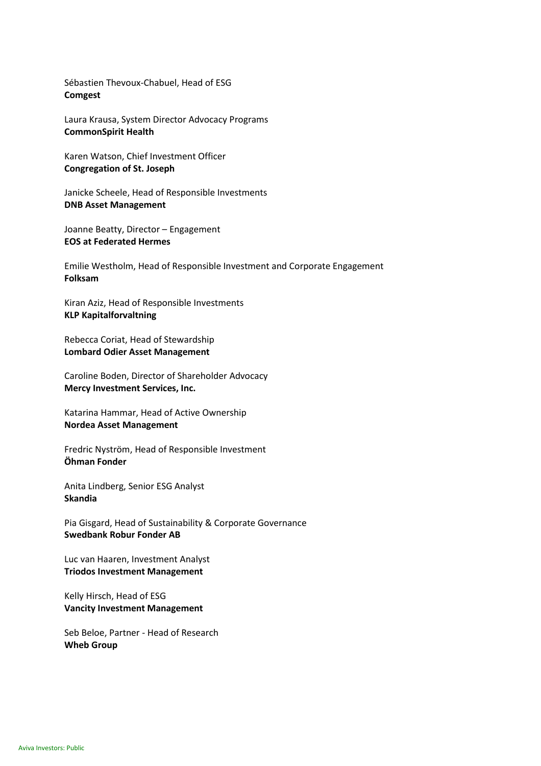Sébastien Thevoux-Chabuel, Head of ESG
**Comgest**

Laura Krausa, System Director Advocacy Programs
**CommonSpirit Health**

Karen Watson, Chief Investment Officer
**Congregation of St. Joseph**

Janicke Scheele, Head of Responsible Investments
**DNB Asset Management**

Joanne Beatty, Director – Engagement
**EOS at Federated Hermes**

Emilie Westholm, Head of Responsible Investment and Corporate Engagement
**Folksam**

Kiran Aziz, Head of Responsible Investments
**KLP Kapitalforvaltning**

Rebecca Coriat, Head of Stewardship
**Lombard Odier Asset Management**

Caroline Boden, Director of Shareholder Advocacy
**Mercy Investment Services, Inc.**

Katarina Hammar, Head of Active Ownership
**Nordea Asset Management**

Fredric Nyström, Head of Responsible Investment
**Öhman Fonder**

Anita Lindberg, Senior ESG Analyst
**Skandia**

Pia Gisgard, Head of Sustainability & Corporate Governance
**Swedbank Robur Fonder AB**

Luc van Haaren, Investment Analyst
**Triodos Investment Management**

Kelly Hirsch, Head of ESG
**Vancity Investment Management**

Seb Beloe, Partner - Head of Research
**Wheb Group**